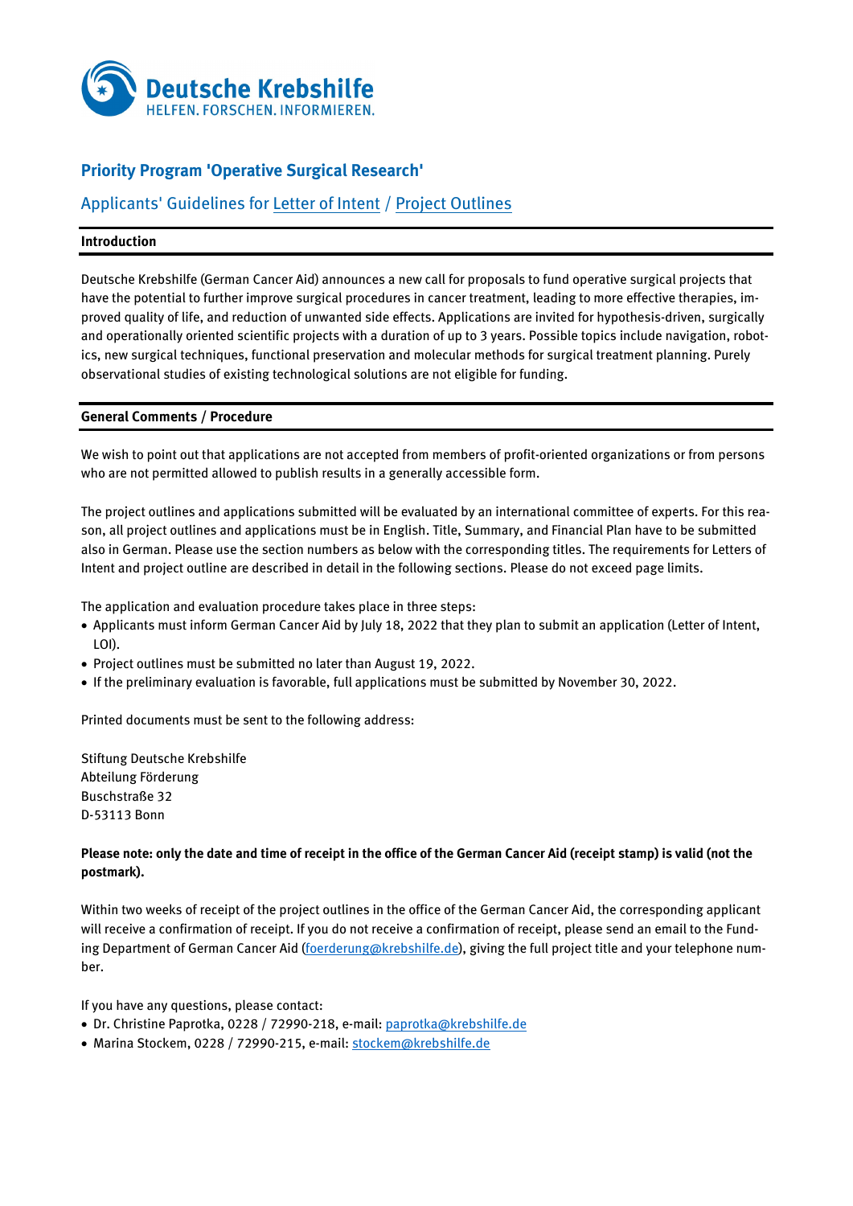Deutsche Krebshilfe
HELFEN. FORSCHEN. INFORMIEREN.

# Priority Program 'Operative Surgical Research'

## Applicants' Guidelines for Letter of Intent / Project Outlines

### Introduction

Deutsche Krebshilfe (German Cancer Aid) announces a new call for proposals to fund operative surgical projects that have the potential to further improve surgical procedures in cancer treatment, leading to more effective therapies, improved quality of life, and reduction of unwanted side effects. Applications are invited for hypothesis-driven, surgically and operationally oriented scientific projects with a duration of up to 3 years. Possible topics include navigation, robotics, new surgical techniques, functional preservation and molecular methods for surgical treatment planning. Purely observational studies of existing technological solutions are not eligible for funding.

### General Comments / Procedure

We wish to point out that applications are not accepted from members of profit-oriented organizations or from persons who are not permitted allowed to publish results in a generally accessible form.

The project outlines and applications submitted will be evaluated by an international committee of experts. For this reason, all project outlines and applications must be in English. Title, Summary, and Financial Plan have to be submitted also in German. Please use the section numbers as below with the corresponding titles. The requirements for Letters of Intent and project outline are described in detail in the following sections. Please do not exceed page limits.

The application and evaluation procedure takes place in three steps:

- Applicants must inform German Cancer Aid by July 18, 2022 that they plan to submit an application (Letter of Intent, LOI).
- Project outlines must be submitted no later than August 19, 2022.
- If the preliminary evaluation is favorable, full applications must be submitted by November 30, 2022.

Printed documents must be sent to the following address:

Stiftung Deutsche Krebshilfe
Abteilung Förderung
Buschstraße 32
D-53113 Bonn

**Please note: only the date and time of receipt in the office of the German Cancer Aid (receipt stamp) is valid (not the postmark).**

Within two weeks of receipt of the project outlines in the office of the German Cancer Aid, the corresponding applicant will receive a confirmation of receipt. If you do not receive a confirmation of receipt, please send an email to the Funding Department of German Cancer Aid (foerderung@krebshilfe.de), giving the full project title and your telephone number.

If you have any questions, please contact:

- Dr. Christine Paprotka, 0228 / 72990-218, e-mail: paprotka@krebshilfe.de
- Marina Stockem, 0228 / 72990-215, e-mail: stockem@krebshilfe.de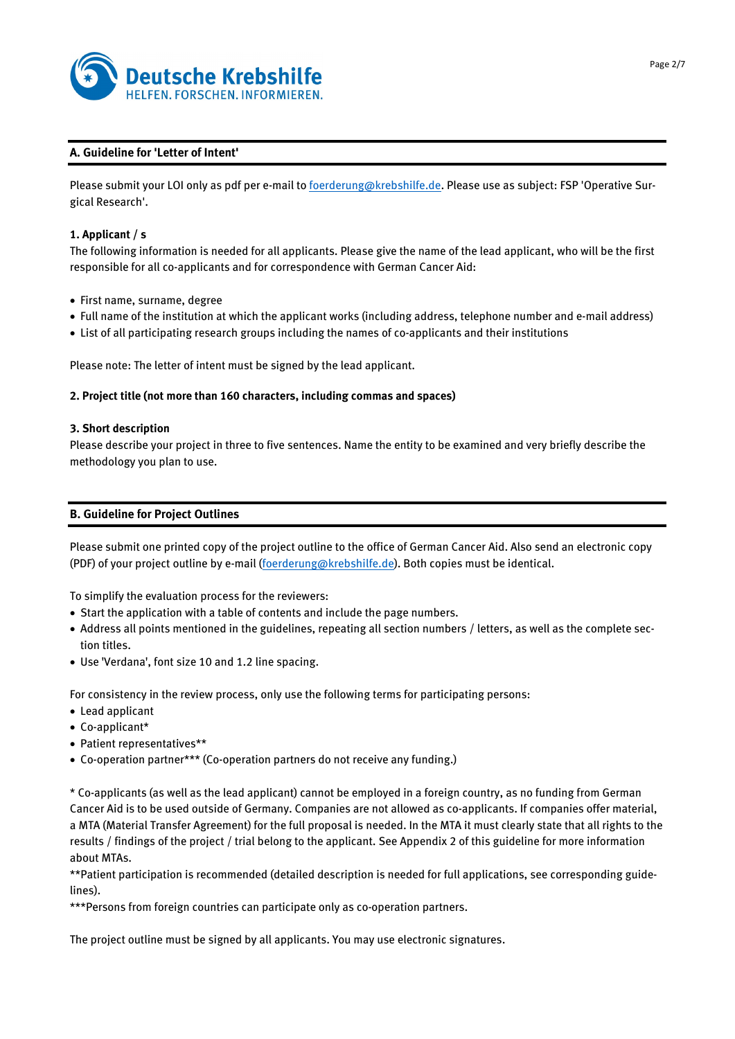## A. Guideline for 'Letter of Intent'

Please submit your LOI only as pdf per e-mail to foerderung@krebshilfe.de. Please use as subject: FSP 'Operative Surgical Research'.

### 1. Applicant / s

The following information is needed for all applicants. Please give the name of the lead applicant, who will be the first responsible for all co-applicants and for correspondence with German Cancer Aid:

- First name, surname, degree
- Full name of the institution at which the applicant works (including address, telephone number and e-mail address)
- List of all participating research groups including the names of co-applicants and their institutions

Please note: The letter of intent must be signed by the lead applicant.

### 2. Project title (not more than 160 characters, including commas and spaces)

### 3. Short description

Please describe your project in three to five sentences. Name the entity to be examined and very briefly describe the methodology you plan to use.

## B. Guideline for Project Outlines

Please submit one printed copy of the project outline to the office of German Cancer Aid. Also send an electronic copy (PDF) of your project outline by e-mail (foerderung@krebshilfe.de). Both copies must be identical.

To simplify the evaluation process for the reviewers:

- Start the application with a table of contents and include the page numbers.
- Address all points mentioned in the guidelines, repeating all section numbers / letters, as well as the complete section titles.
- Use 'Verdana', font size 10 and 1.2 line spacing.

For consistency in the review process, only use the following terms for participating persons:

- Lead applicant
- Co-applicant*
- Patient representatives**
- Co-operation partner*** (Co-operation partners do not receive any funding.)

* Co-applicants (as well as the lead applicant) cannot be employed in a foreign country, as no funding from German Cancer Aid is to be used outside of Germany. Companies are not allowed as co-applicants. If companies offer material, a MTA (Material Transfer Agreement) for the full proposal is needed. In the MTA it must clearly state that all rights to the results / findings of the project / trial belong to the applicant. See Appendix 2 of this guideline for more information about MTAs.

**Patient participation is recommended (detailed description is needed for full applications, see corresponding guidelines).

***Persons from foreign countries can participate only as co-operation partners.

The project outline must be signed by all applicants. You may use electronic signatures.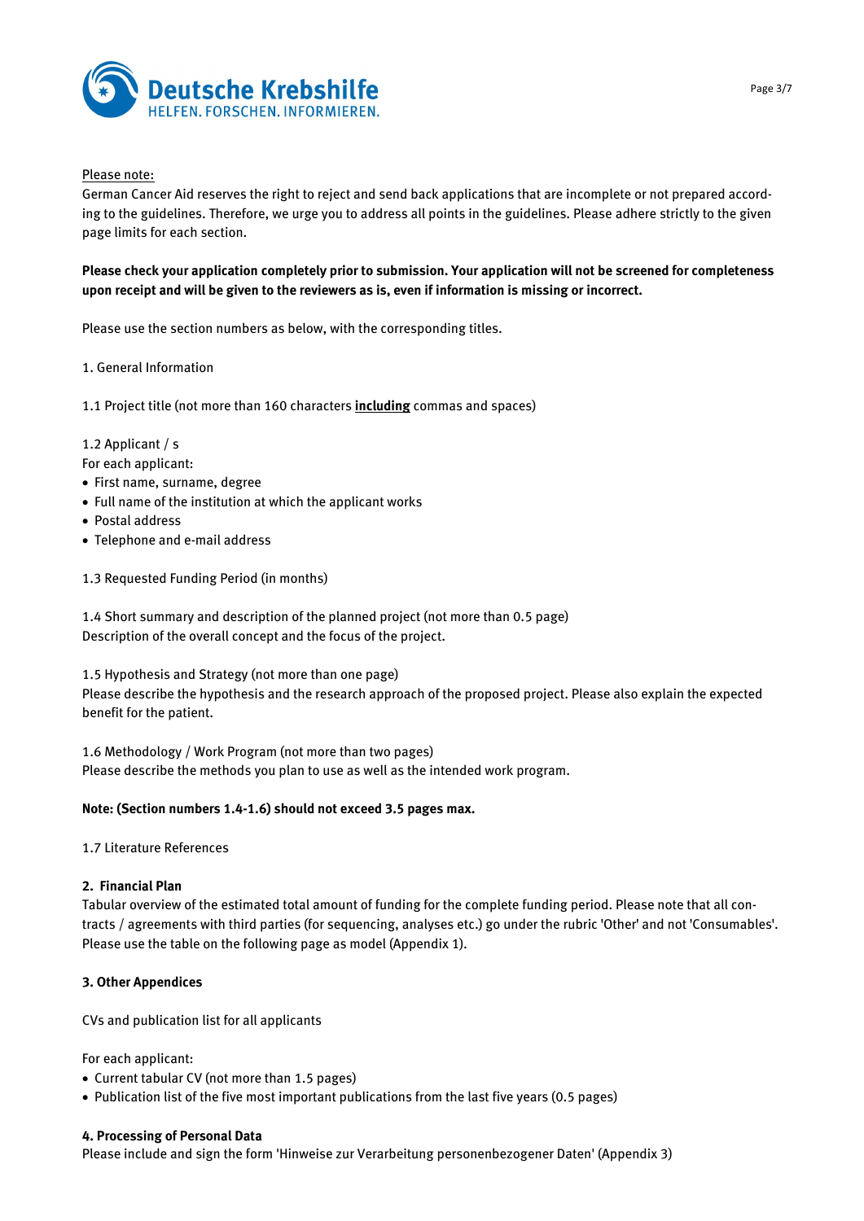Please note:

German Cancer Aid reserves the right to reject and send back applications that are incomplete or not prepared according to the guidelines. Therefore, we urge you to address all points in the guidelines. Please adhere strictly to the given page limits for each section.

**Please check your application completely prior to submission. Your application will not be screened for completeness upon receipt and will be given to the reviewers as is, even if information is missing or incorrect.**

Please use the section numbers as below, with the corresponding titles.

1. General Information

1.1 Project title (not more than 160 characters **including** commas and spaces)

1.2 Applicant / s

For each applicant:

- First name, surname, degree
- Full name of the institution at which the applicant works
- Postal address
- Telephone and e-mail address

1.3 Requested Funding Period (in months)

1.4 Short summary and description of the planned project (not more than 0.5 page)

Description of the overall concept and the focus of the project.

1.5 Hypothesis and Strategy (not more than one page)

Please describe the hypothesis and the research approach of the proposed project. Please also explain the expected benefit for the patient.

1.6 Methodology / Work Program (not more than two pages)

Please describe the methods you plan to use as well as the intended work program.

**Note: (Section numbers 1.4-1.6) should not exceed 3.5 pages max.**

1.7 Literature References

**2. Financial Plan**

Tabular overview of the estimated total amount of funding for the complete funding period. Please note that all contracts / agreements with third parties (for sequencing, analyses etc.) go under the rubric 'Other' and not 'Consumables'. Please use the table on the following page as model (Appendix 1).

**3. Other Appendices**

CVs and publication list for all applicants

For each applicant:

- Current tabular CV (not more than 1.5 pages)
- Publication list of the five most important publications from the last five years (0.5 pages)

**4. Processing of Personal Data**

Please include and sign the form 'Hinweise zur Verarbeitung personenbezogener Daten' (Appendix 3)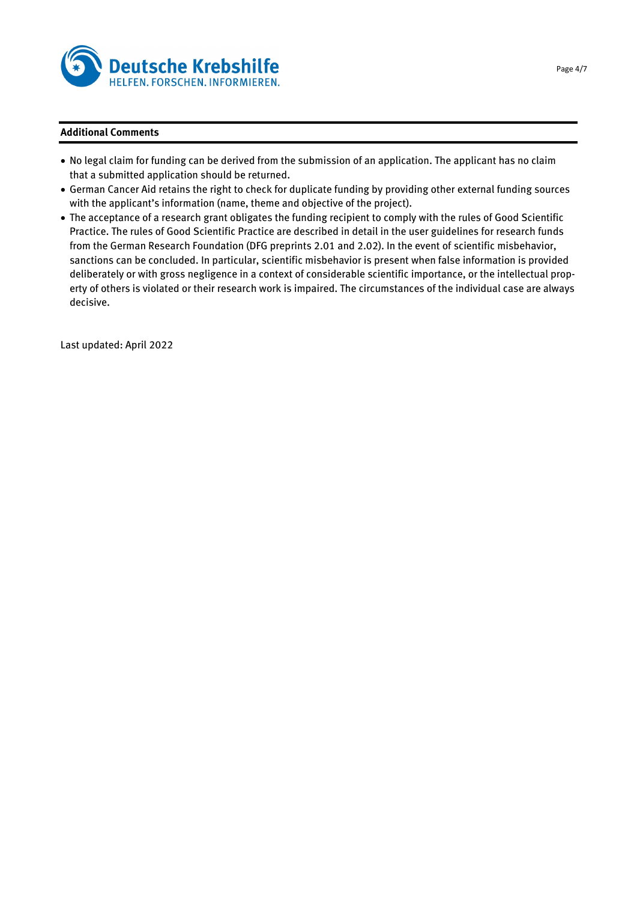## Additional Comments

- No legal claim for funding can be derived from the submission of an application. The applicant has no claim that a submitted application should be returned.
- German Cancer Aid retains the right to check for duplicate funding by providing other external funding sources with the applicant's information (name, theme and objective of the project).
- The acceptance of a research grant obligates the funding recipient to comply with the rules of Good Scientific Practice. The rules of Good Scientific Practice are described in detail in the user guidelines for research funds from the German Research Foundation (DFG preprints 2.01 and 2.02). In the event of scientific misbehavior, sanctions can be concluded. In particular, scientific misbehavior is present when false information is provided deliberately or with gross negligence in a context of considerable scientific importance, or the intellectual property of others is violated or their research work is impaired. The circumstances of the individual case are always decisive.

Last updated: April 2022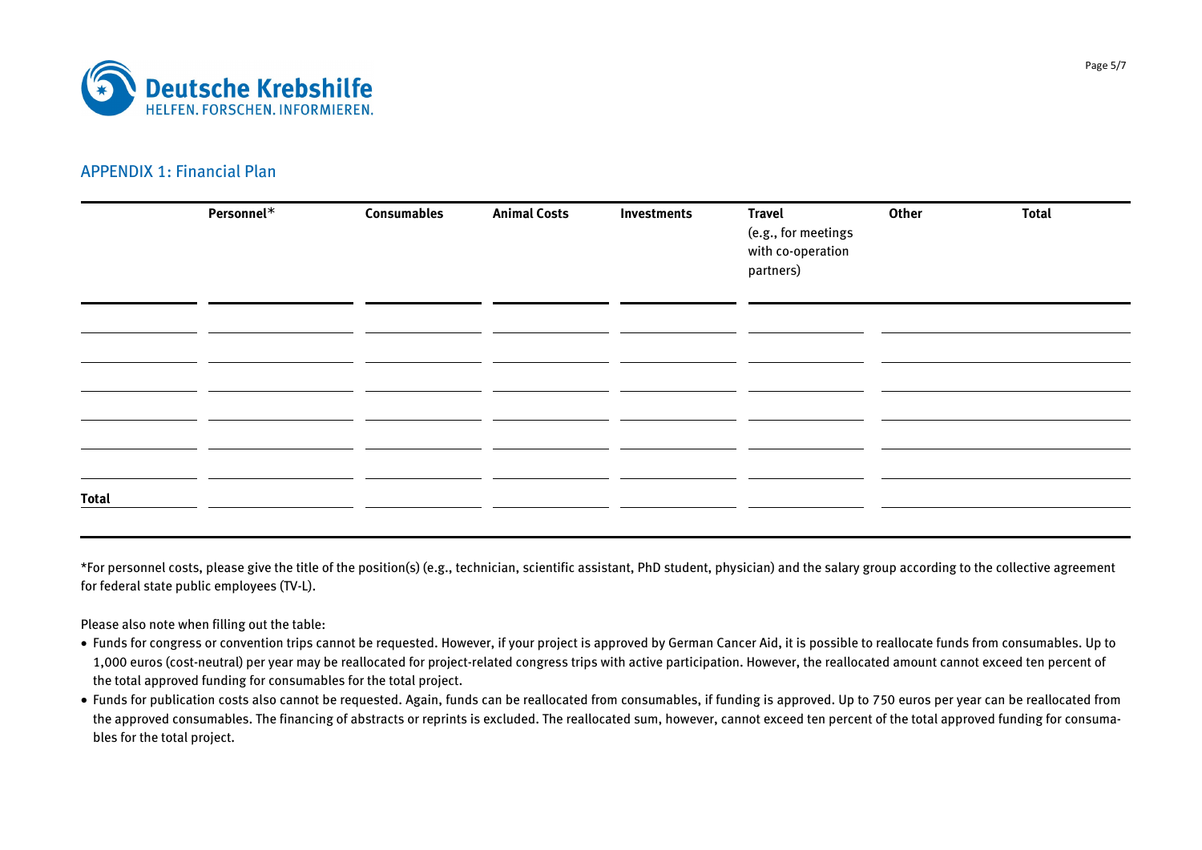## APPENDIX 1: Financial Plan

| | Personnel* | Consumables | Animal Costs | Investments | Travel (e.g., for meetings with co-operation partners) | Other | Total |
|---|---|---|---|---|---|---|---|
| | | | | | | | |
| | | | | | | | |
| | | | | | | | |
| | | | | | | | |
| | | | | | | | |
| | | | | | | | |
| **Total** | | | | | | | |

*For personnel costs, please give the title of the position(s) (e.g., technician, scientific assistant, PhD student, physician) and the salary group according to the collective agreement for federal state public employees (TV-L).

Please also note when filling out the table:

- Funds for congress or convention trips cannot be requested. However, if your project is approved by German Cancer Aid, it is possible to reallocate funds from consumables. Up to 1,000 euros (cost-neutral) per year may be reallocated for project-related congress trips with active participation. However, the reallocated amount cannot exceed ten percent of the total approved funding for consumables for the total project.
- Funds for publication costs also cannot be requested. Again, funds can be reallocated from consumables, if funding is approved. Up to 750 euros per year can be reallocated from the approved consumables. The financing of abstracts or reprints is excluded. The reallocated sum, however, cannot exceed ten percent of the total approved funding for consumables for the total project.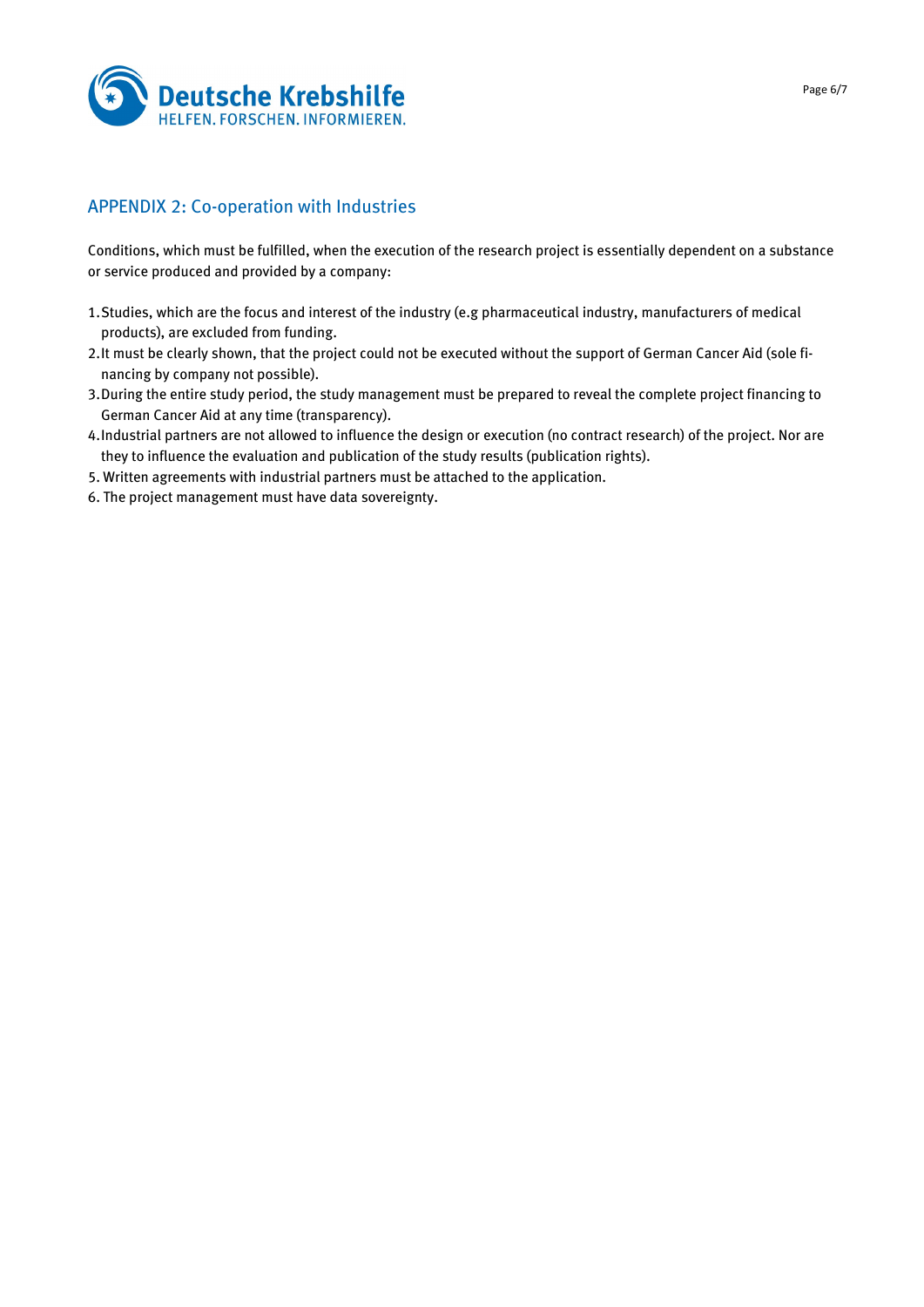## APPENDIX 2: Co-operation with Industries

Conditions, which must be fulfilled, when the execution of the research project is essentially dependent on a substance or service produced and provided by a company:

1. Studies, which are the focus and interest of the industry (e.g pharmaceutical industry, manufacturers of medical products), are excluded from funding.
2. It must be clearly shown, that the project could not be executed without the support of German Cancer Aid (sole financing by company not possible).
3. During the entire study period, the study management must be prepared to reveal the complete project financing to German Cancer Aid at any time (transparency).
4. Industrial partners are not allowed to influence the design or execution (no contract research) of the project. Nor are they to influence the evaluation and publication of the study results (publication rights).
5. Written agreements with industrial partners must be attached to the application.
6. The project management must have data sovereignty.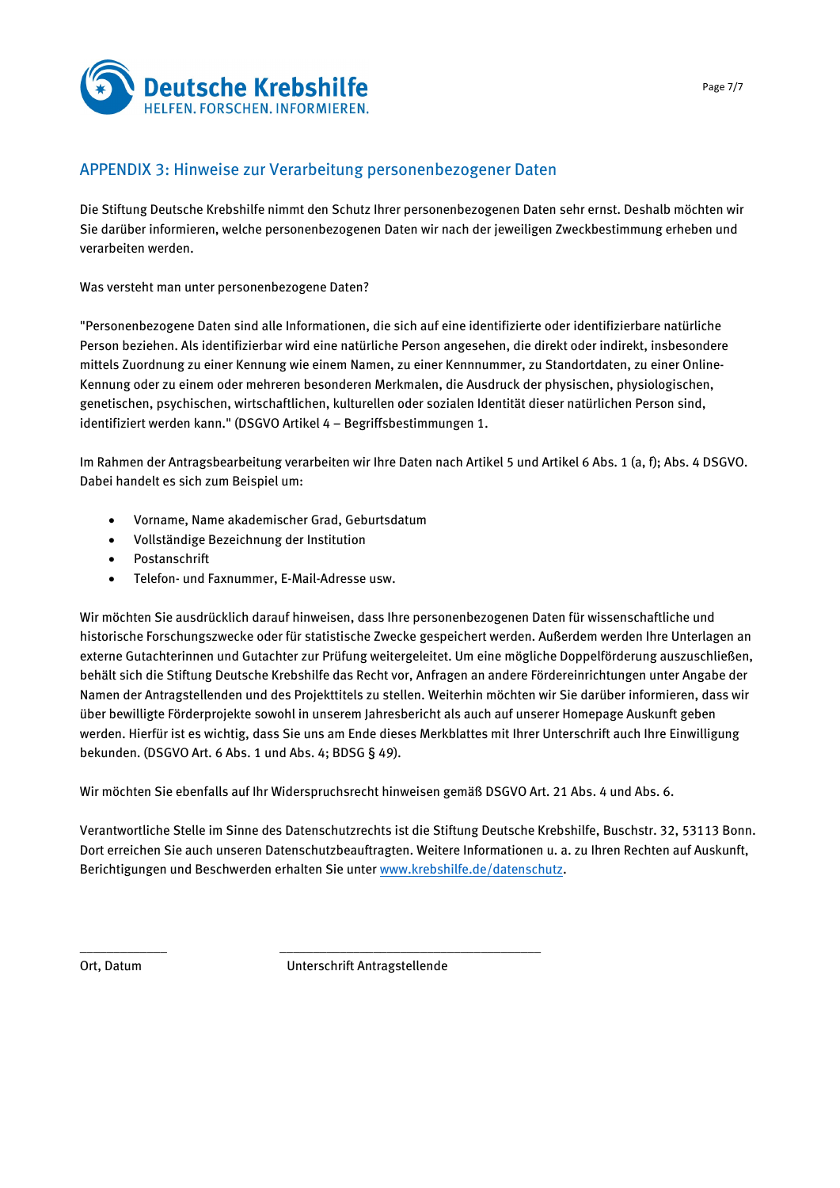## APPENDIX 3: Hinweise zur Verarbeitung personenbezogener Daten

Die Stiftung Deutsche Krebshilfe nimmt den Schutz Ihrer personenbezogenen Daten sehr ernst. Deshalb möchten wir Sie darüber informieren, welche personenbezogenen Daten wir nach der jeweiligen Zweckbestimmung erheben und verarbeiten werden.

Was versteht man unter personenbezogene Daten?

"Personenbezogene Daten sind alle Informationen, die sich auf eine identifizierte oder identifizierbare natürliche Person beziehen. Als identifizierbar wird eine natürliche Person angesehen, die direkt oder indirekt, insbesondere mittels Zuordnung zu einer Kennung wie einem Namen, zu einer Kennnummer, zu Standortdaten, zu einer Online-Kennung oder zu einem oder mehreren besonderen Merkmalen, die Ausdruck der physischen, physiologischen, genetischen, psychischen, wirtschaftlichen, kulturellen oder sozialen Identität dieser natürlichen Person sind, identifiziert werden kann." (DSGVO Artikel 4 – Begriffsbestimmungen 1.

Im Rahmen der Antragsbearbeitung verarbeiten wir Ihre Daten nach Artikel 5 und Artikel 6 Abs. 1 (a, f); Abs. 4 DSGVO. Dabei handelt es sich zum Beispiel um:

- Vorname, Name akademischer Grad, Geburtsdatum
- Vollständige Bezeichnung der Institution
- Postanschrift
- Telefon- und Faxnummer, E-Mail-Adresse usw.

Wir möchten Sie ausdrücklich darauf hinweisen, dass Ihre personenbezogenen Daten für wissenschaftliche und historische Forschungszwecke oder für statistische Zwecke gespeichert werden. Außerdem werden Ihre Unterlagen an externe Gutachterinnen und Gutachter zur Prüfung weitergeleitet. Um eine mögliche Doppelförderung auszuschließen, behält sich die Stiftung Deutsche Krebshilfe das Recht vor, Anfragen an andere Fördereinrichtungen unter Angabe der Namen der Antragstellenden und des Projekttitels zu stellen. Weiterhin möchten wir Sie darüber informieren, dass wir über bewilligte Förderprojekte sowohl in unserem Jahresbericht als auch auf unserer Homepage Auskunft geben werden. Hierfür ist es wichtig, dass Sie uns am Ende dieses Merkblattes mit Ihrer Unterschrift auch Ihre Einwilligung bekunden. (DSGVO Art. 6 Abs. 1 und Abs. 4; BDSG § 49).

Wir möchten Sie ebenfalls auf Ihr Widerspruchsrecht hinweisen gemäß DSGVO Art. 21 Abs. 4 und Abs. 6.

Verantwortliche Stelle im Sinne des Datenschutzrechts ist die Stiftung Deutsche Krebshilfe, Buschstr. 32, 53113 Bonn. Dort erreichen Sie auch unseren Datenschutzbeauftragten. Weitere Informationen u. a. zu Ihren Rechten auf Auskunft, Berichtigungen und Beschwerden erhalten Sie unter [www.krebshilfe.de/datenschutz](http://www.krebshilfe.de/datenschutz).

\_\_\_\_\_\_\_\_\_\_\_\_ \_\_\_\_\_\_\_\_\_\_\_\_\_\_\_\_\_\_\_\_\_\_\_\_\_\_\_\_\_\_\_\_\_\_\_\_

Ort, Datum Unterschrift Antragstellende